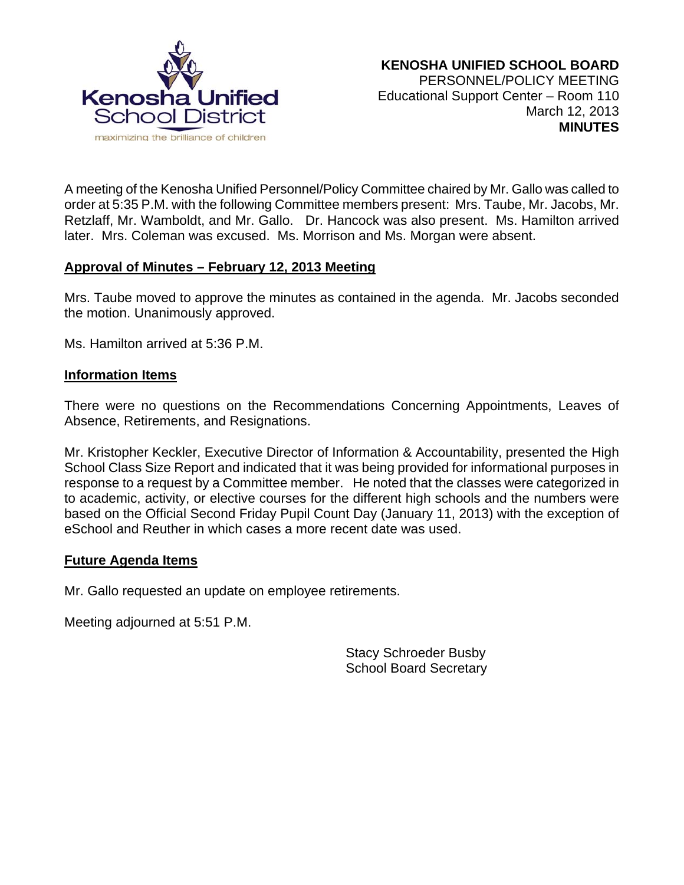Kenosha Unified School District

maximizing the brilliance of children

**KENOSHA UNIFIED SCHOOL BOARD**
PERSONNEL/POLICY MEETING
Educational Support Center – Room 110
March 12, 2013
**MINUTES**

A meeting of the Kenosha Unified Personnel/Policy Committee chaired by Mr. Gallo was called to order at 5:35 P.M. with the following Committee members present: Mrs. Taube, Mr. Jacobs, Mr. Retzlaff, Mr. Wamboldt, and Mr. Gallo. Dr. Hancock was also present. Ms. Hamilton arrived later. Mrs. Coleman was excused. Ms. Morrison and Ms. Morgan were absent.

## Approval of Minutes – February 12, 2013 Meeting

Mrs. Taube moved to approve the minutes as contained in the agenda. Mr. Jacobs seconded the motion. Unanimously approved.

Ms. Hamilton arrived at 5:36 P.M.

## Information Items

There were no questions on the Recommendations Concerning Appointments, Leaves of Absence, Retirements, and Resignations.

Mr. Kristopher Keckler, Executive Director of Information & Accountability, presented the High School Class Size Report and indicated that it was being provided for informational purposes in response to a request by a Committee member. He noted that the classes were categorized in to academic, activity, or elective courses for the different high schools and the numbers were based on the Official Second Friday Pupil Count Day (January 11, 2013) with the exception of eSchool and Reuther in which cases a more recent date was used.

## Future Agenda Items

Mr. Gallo requested an update on employee retirements.

Meeting adjourned at 5:51 P.M.

Stacy Schroeder Busby
School Board Secretary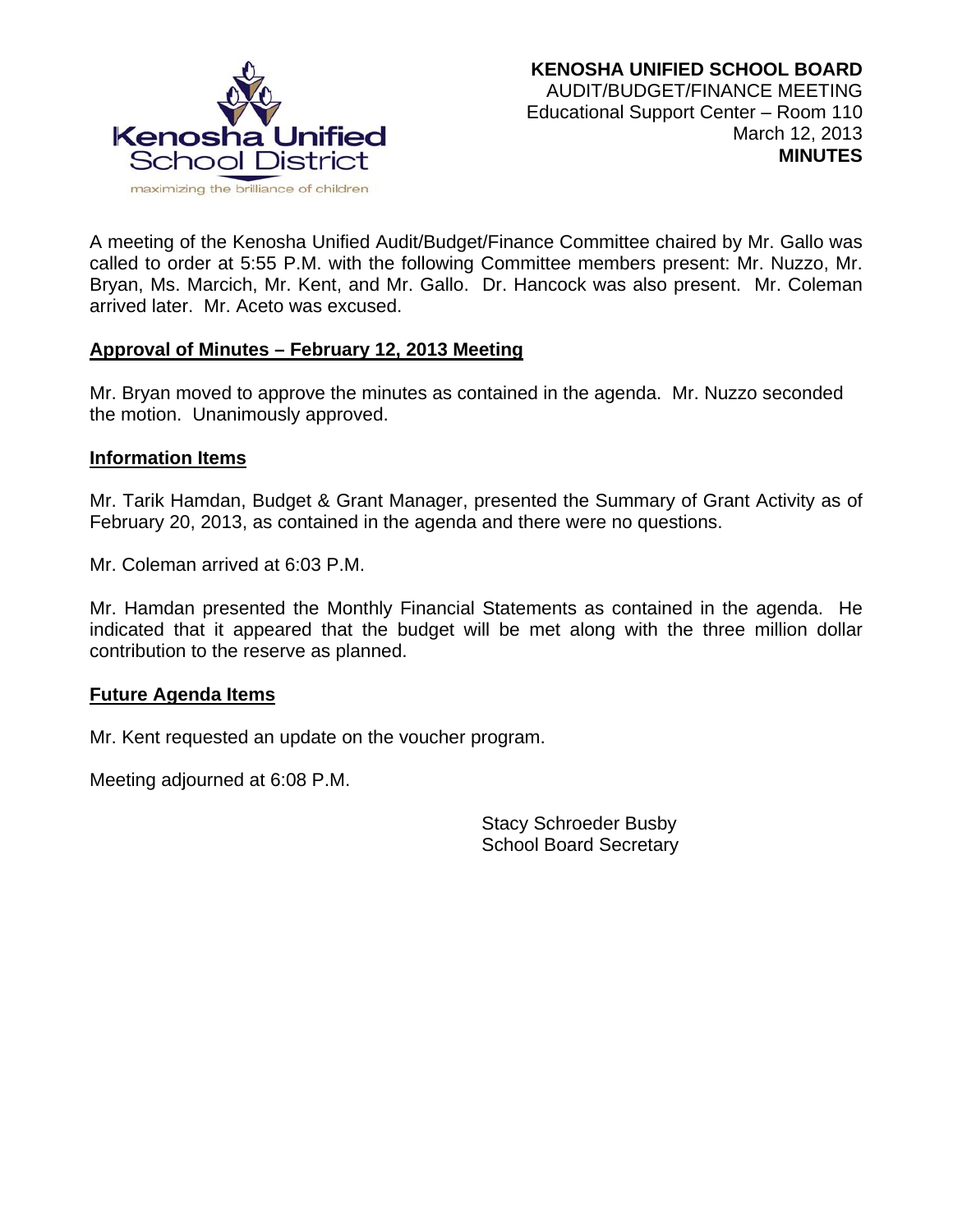**KENOSHA UNIFIED SCHOOL BOARD**
AUDIT/BUDGET/FINANCE MEETING
Educational Support Center – Room 110
March 12, 2013
**MINUTES**

A meeting of the Kenosha Unified Audit/Budget/Finance Committee chaired by Mr. Gallo was called to order at 5:55 P.M. with the following Committee members present: Mr. Nuzzo, Mr. Bryan, Ms. Marcich, Mr. Kent, and Mr. Gallo. Dr. Hancock was also present. Mr. Coleman arrived later. Mr. Aceto was excused.

**Approval of Minutes – February 12, 2013 Meeting**

Mr. Bryan moved to approve the minutes as contained in the agenda. Mr. Nuzzo seconded the motion. Unanimously approved.

**Information Items**

Mr. Tarik Hamdan, Budget & Grant Manager, presented the Summary of Grant Activity as of February 20, 2013, as contained in the agenda and there were no questions.

Mr. Coleman arrived at 6:03 P.M.

Mr. Hamdan presented the Monthly Financial Statements as contained in the agenda. He indicated that it appeared that the budget will be met along with the three million dollar contribution to the reserve as planned.

**Future Agenda Items**

Mr. Kent requested an update on the voucher program.

Meeting adjourned at 6:08 P.M.

Stacy Schroeder Busby
School Board Secretary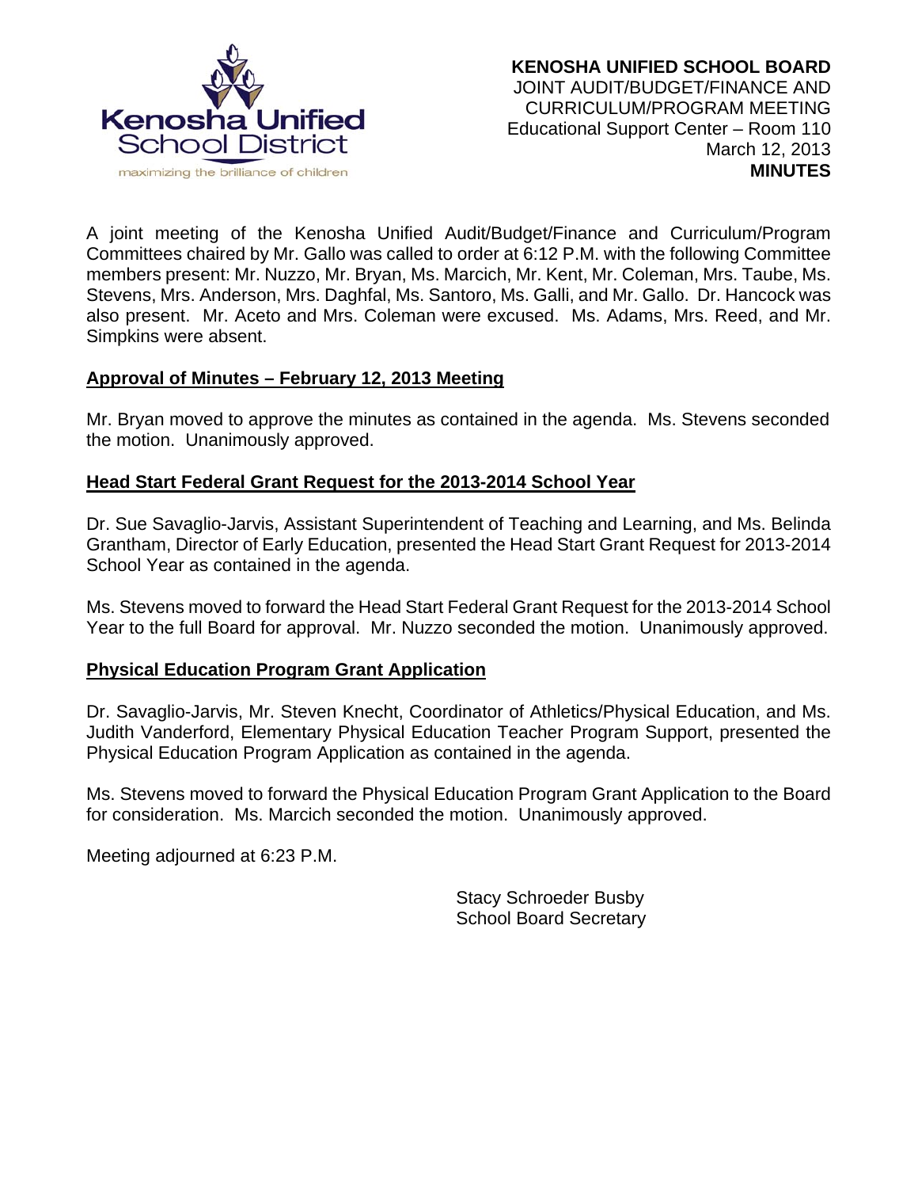**KENOSHA UNIFIED SCHOOL BOARD**
JOINT AUDIT/BUDGET/FINANCE AND
CURRICULUM/PROGRAM MEETING
Educational Support Center – Room 110
March 12, 2013
**MINUTES**

A joint meeting of the Kenosha Unified Audit/Budget/Finance and Curriculum/Program Committees chaired by Mr. Gallo was called to order at 6:12 P.M. with the following Committee members present: Mr. Nuzzo, Mr. Bryan, Ms. Marcich, Mr. Kent, Mr. Coleman, Mrs. Taube, Ms. Stevens, Mrs. Anderson, Mrs. Daghfal, Ms. Santoro, Ms. Galli, and Mr. Gallo. Dr. Hancock was also present. Mr. Aceto and Mrs. Coleman were excused. Ms. Adams, Mrs. Reed, and Mr. Simpkins were absent.

**Approval of Minutes – February 12, 2013 Meeting**

Mr. Bryan moved to approve the minutes as contained in the agenda. Ms. Stevens seconded the motion. Unanimously approved.

**Head Start Federal Grant Request for the 2013-2014 School Year**

Dr. Sue Savaglio-Jarvis, Assistant Superintendent of Teaching and Learning, and Ms. Belinda Grantham, Director of Early Education, presented the Head Start Grant Request for 2013-2014 School Year as contained in the agenda.

Ms. Stevens moved to forward the Head Start Federal Grant Request for the 2013-2014 School Year to the full Board for approval. Mr. Nuzzo seconded the motion. Unanimously approved.

**Physical Education Program Grant Application**

Dr. Savaglio-Jarvis, Mr. Steven Knecht, Coordinator of Athletics/Physical Education, and Ms. Judith Vanderford, Elementary Physical Education Teacher Program Support, presented the Physical Education Program Application as contained in the agenda.

Ms. Stevens moved to forward the Physical Education Program Grant Application to the Board for consideration. Ms. Marcich seconded the motion. Unanimously approved.

Meeting adjourned at 6:23 P.M.

Stacy Schroeder Busby
School Board Secretary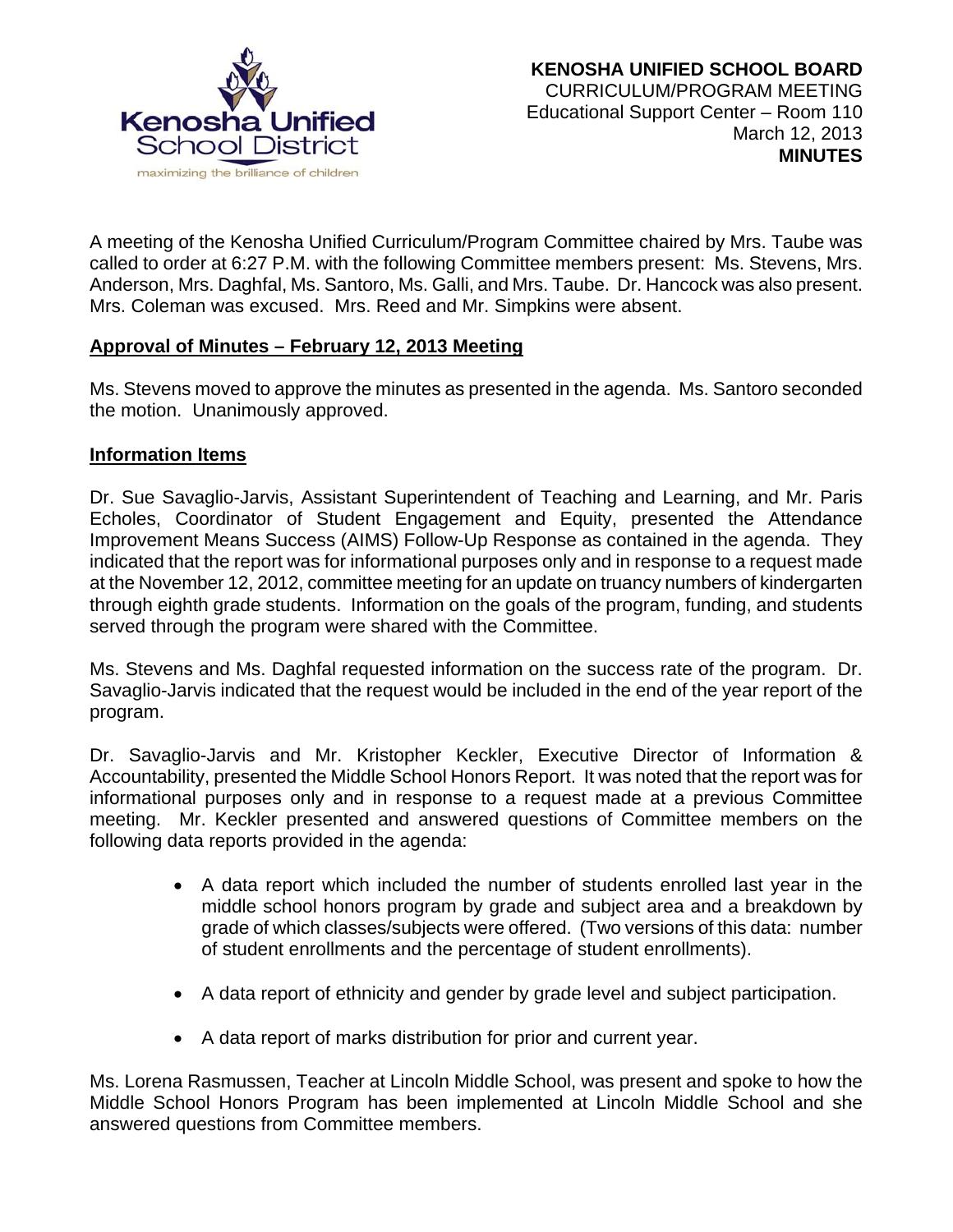**KENOSHA UNIFIED SCHOOL BOARD**
CURRICULUM/PROGRAM MEETING
Educational Support Center – Room 110
March 12, 2013
**MINUTES**

A meeting of the Kenosha Unified Curriculum/Program Committee chaired by Mrs. Taube was called to order at 6:27 P.M. with the following Committee members present: Ms. Stevens, Mrs. Anderson, Mrs. Daghfal, Ms. Santoro, Ms. Galli, and Mrs. Taube. Dr. Hancock was also present. Mrs. Coleman was excused. Mrs. Reed and Mr. Simpkins were absent.

**Approval of Minutes – February 12, 2013 Meeting**

Ms. Stevens moved to approve the minutes as presented in the agenda. Ms. Santoro seconded the motion. Unanimously approved.

**Information Items**

Dr. Sue Savaglio-Jarvis, Assistant Superintendent of Teaching and Learning, and Mr. Paris Echoles, Coordinator of Student Engagement and Equity, presented the Attendance Improvement Means Success (AIMS) Follow-Up Response as contained in the agenda. They indicated that the report was for informational purposes only and in response to a request made at the November 12, 2012, committee meeting for an update on truancy numbers of kindergarten through eighth grade students. Information on the goals of the program, funding, and students served through the program were shared with the Committee.

Ms. Stevens and Ms. Daghfal requested information on the success rate of the program. Dr. Savaglio-Jarvis indicated that the request would be included in the end of the year report of the program.

Dr. Savaglio-Jarvis and Mr. Kristopher Keckler, Executive Director of Information & Accountability, presented the Middle School Honors Report. It was noted that the report was for informational purposes only and in response to a request made at a previous Committee meeting. Mr. Keckler presented and answered questions of Committee members on the following data reports provided in the agenda:

- A data report which included the number of students enrolled last year in the middle school honors program by grade and subject area and a breakdown by grade of which classes/subjects were offered. (Two versions of this data: number of student enrollments and the percentage of student enrollments).
- A data report of ethnicity and gender by grade level and subject participation.
- A data report of marks distribution for prior and current year.

Ms. Lorena Rasmussen, Teacher at Lincoln Middle School, was present and spoke to how the Middle School Honors Program has been implemented at Lincoln Middle School and she answered questions from Committee members.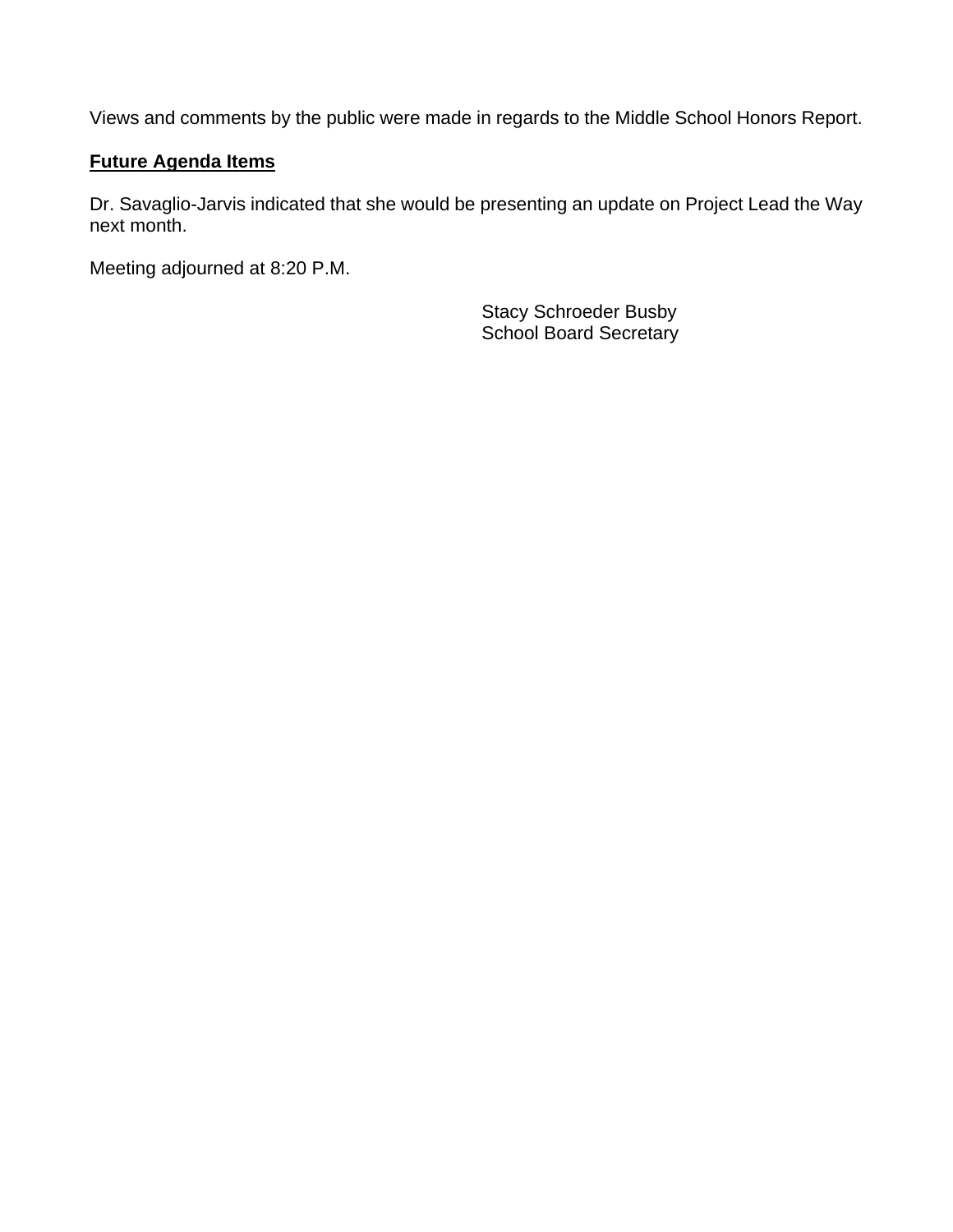Views and comments by the public were made in regards to the Middle School Honors Report.

**Future Agenda Items**

Dr. Savaglio-Jarvis indicated that she would be presenting an update on Project Lead the Way next month.

Meeting adjourned at 8:20 P.M.

Stacy Schroeder Busby
School Board Secretary